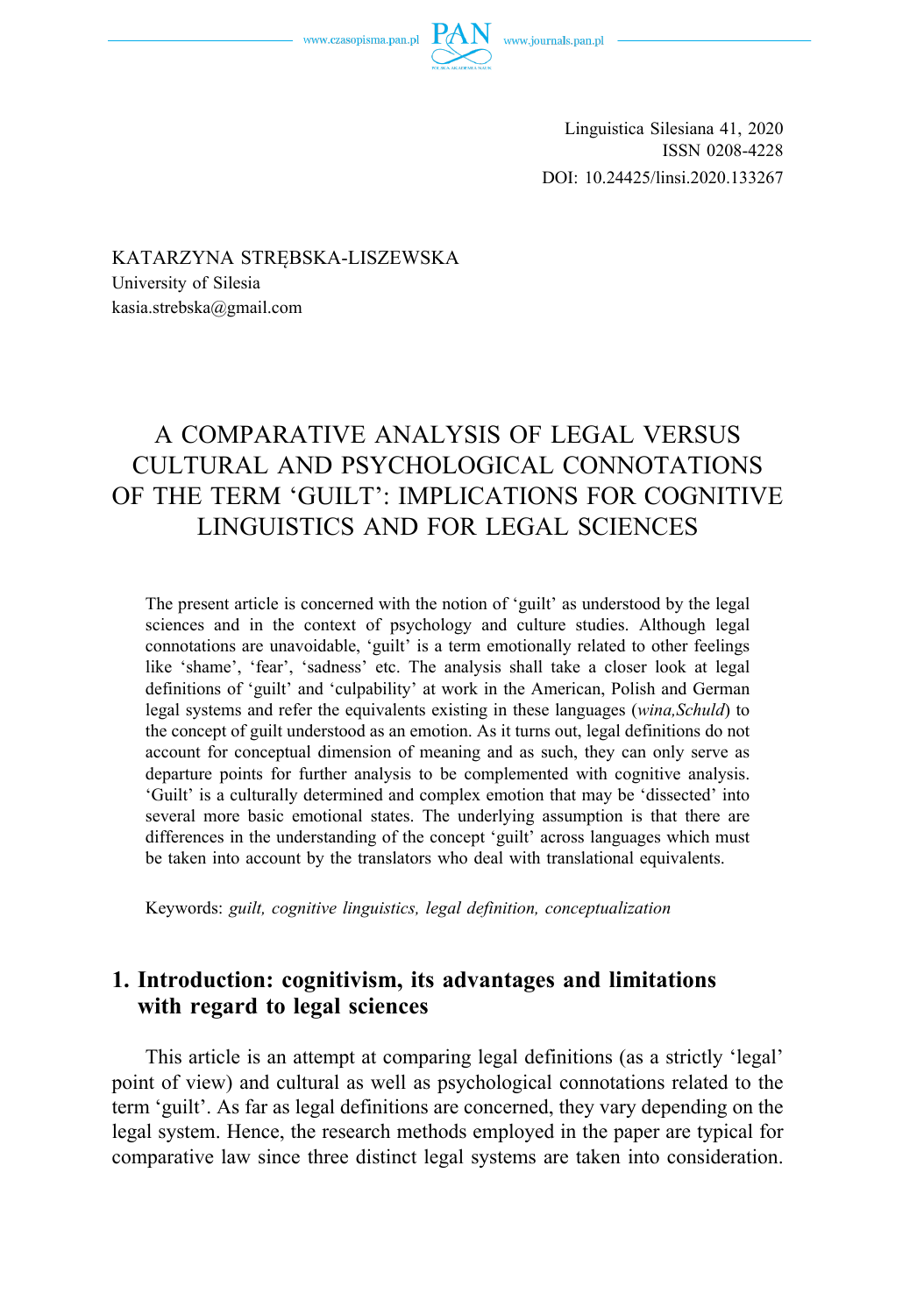Linguistica Silesiana 41, 2020
ISSN 0208-4228
DOI: 10.24425/linsi.2020.133267

KATARZYNA STRĘBSKA-LISZEWSKA
University of Silesia
kasia.strebska@gmail.com

# A COMPARATIVE ANALYSIS OF LEGAL VERSUS CULTURAL AND PSYCHOLOGICAL CONNOTATIONS OF THE TERM 'GUILT': IMPLICATIONS FOR COGNITIVE LINGUISTICS AND FOR LEGAL SCIENCES

The present article is concerned with the notion of 'guilt' as understood by the legal sciences and in the context of psychology and culture studies. Although legal connotations are unavoidable, 'guilt' is a term emotionally related to other feelings like 'shame', 'fear', 'sadness' etc. The analysis shall take a closer look at legal definitions of 'guilt' and 'culpability' at work in the American, Polish and German legal systems and refer the equivalents existing in these languages (*wina,Schuld*) to the concept of guilt understood as an emotion. As it turns out, legal definitions do not account for conceptual dimension of meaning and as such, they can only serve as departure points for further analysis to be complemented with cognitive analysis. 'Guilt' is a culturally determined and complex emotion that may be 'dissected' into several more basic emotional states. The underlying assumption is that there are differences in the understanding of the concept 'guilt' across languages which must be taken into account by the translators who deal with translational equivalents.

Keywords: *guilt, cognitive linguistics, legal definition, conceptualization*

## 1. Introduction: cognitivism, its advantages and limitations with regard to legal sciences

This article is an attempt at comparing legal definitions (as a strictly 'legal' point of view) and cultural as well as psychological connotations related to the term 'guilt'. As far as legal definitions are concerned, they vary depending on the legal system. Hence, the research methods employed in the paper are typical for comparative law since three distinct legal systems are taken into consideration.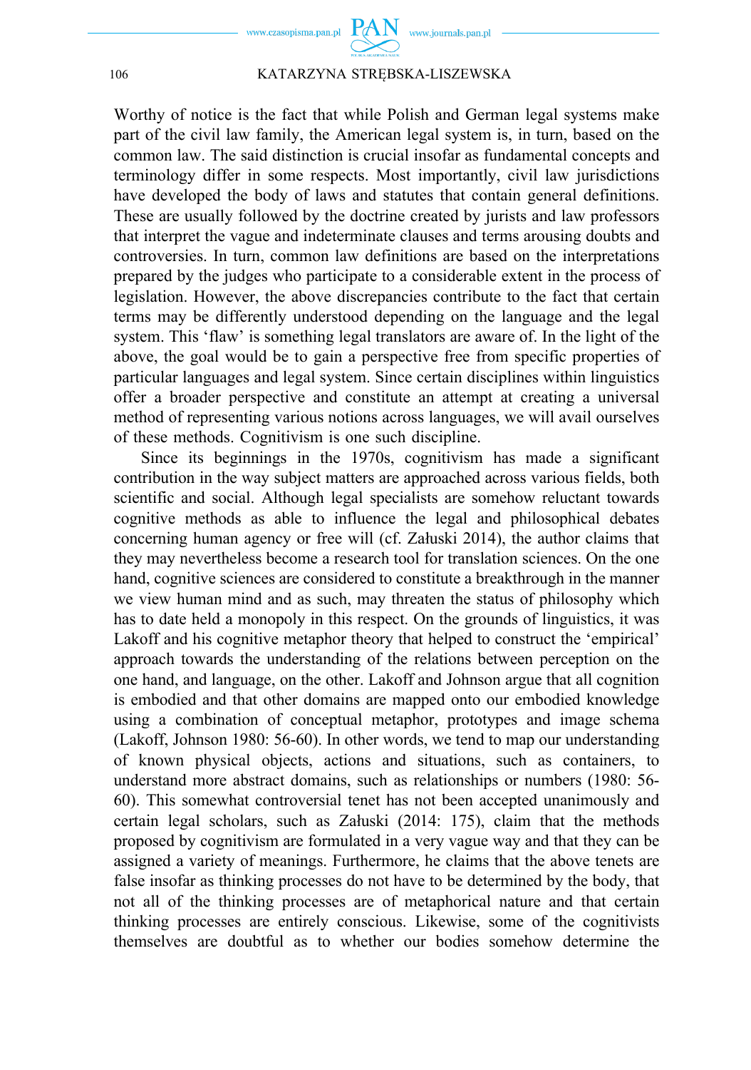Worthy of notice is the fact that while Polish and German legal systems make part of the civil law family, the American legal system is, in turn, based on the common law. The said distinction is crucial insofar as fundamental concepts and terminology differ in some respects. Most importantly, civil law jurisdictions have developed the body of laws and statutes that contain general definitions. These are usually followed by the doctrine created by jurists and law professors that interpret the vague and indeterminate clauses and terms arousing doubts and controversies. In turn, common law definitions are based on the interpretations prepared by the judges who participate to a considerable extent in the process of legislation. However, the above discrepancies contribute to the fact that certain terms may be differently understood depending on the language and the legal system. This 'flaw' is something legal translators are aware of. In the light of the above, the goal would be to gain a perspective free from specific properties of particular languages and legal system. Since certain disciplines within linguistics offer a broader perspective and constitute an attempt at creating a universal method of representing various notions across languages, we will avail ourselves of these methods. Cognitivism is one such discipline.

Since its beginnings in the 1970s, cognitivism has made a significant contribution in the way subject matters are approached across various fields, both scientific and social. Although legal specialists are somehow reluctant towards cognitive methods as able to influence the legal and philosophical debates concerning human agency or free will (cf. Załuski 2014), the author claims that they may nevertheless become a research tool for translation sciences. On the one hand, cognitive sciences are considered to constitute a breakthrough in the manner we view human mind and as such, may threaten the status of philosophy which has to date held a monopoly in this respect. On the grounds of linguistics, it was Lakoff and his cognitive metaphor theory that helped to construct the 'empirical' approach towards the understanding of the relations between perception on the one hand, and language, on the other. Lakoff and Johnson argue that all cognition is embodied and that other domains are mapped onto our embodied knowledge using a combination of conceptual metaphor, prototypes and image schema (Lakoff, Johnson 1980: 56-60). In other words, we tend to map our understanding of known physical objects, actions and situations, such as containers, to understand more abstract domains, such as relationships or numbers (1980: 56-60). This somewhat controversial tenet has not been accepted unanimously and certain legal scholars, such as Załuski (2014: 175), claim that the methods proposed by cognitivism are formulated in a very vague way and that they can be assigned a variety of meanings. Furthermore, he claims that the above tenets are false insofar as thinking processes do not have to be determined by the body, that not all of the thinking processes are of metaphorical nature and that certain thinking processes are entirely conscious. Likewise, some of the cognitivists themselves are doubtful as to whether our bodies somehow determine the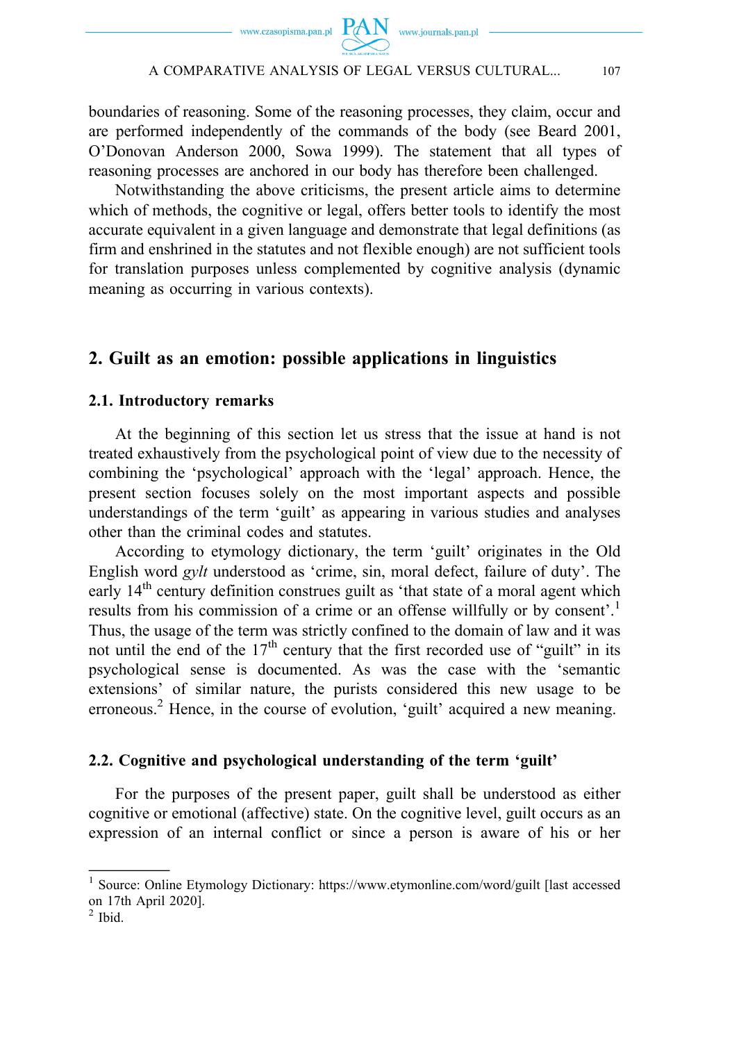boundaries of reasoning. Some of the reasoning processes, they claim, occur and are performed independently of the commands of the body (see Beard 2001, O'Donovan Anderson 2000, Sowa 1999). The statement that all types of reasoning processes are anchored in our body has therefore been challenged.

Notwithstanding the above criticisms, the present article aims to determine which of methods, the cognitive or legal, offers better tools to identify the most accurate equivalent in a given language and demonstrate that legal definitions (as firm and enshrined in the statutes and not flexible enough) are not sufficient tools for translation purposes unless complemented by cognitive analysis (dynamic meaning as occurring in various contexts).

## 2. Guilt as an emotion: possible applications in linguistics

### 2.1. Introductory remarks

At the beginning of this section let us stress that the issue at hand is not treated exhaustively from the psychological point of view due to the necessity of combining the 'psychological' approach with the 'legal' approach. Hence, the present section focuses solely on the most important aspects and possible understandings of the term 'guilt' as appearing in various studies and analyses other than the criminal codes and statutes.

According to etymology dictionary, the term 'guilt' originates in the Old English word *gylt* understood as 'crime, sin, moral defect, failure of duty'. The early 14th century definition construes guilt as 'that state of a moral agent which results from his commission of a crime or an offense willfully or by consent'.[1] Thus, the usage of the term was strictly confined to the domain of law and it was not until the end of the 17th century that the first recorded use of "guilt" in its psychological sense is documented. As was the case with the 'semantic extensions' of similar nature, the purists considered this new usage to be erroneous.[2] Hence, in the course of evolution, 'guilt' acquired a new meaning.

### 2.2. Cognitive and psychological understanding of the term 'guilt'

For the purposes of the present paper, guilt shall be understood as either cognitive or emotional (affective) state. On the cognitive level, guilt occurs as an expression of an internal conflict or since a person is aware of his or her

---

[1] Source: Online Etymology Dictionary: https://www.etymonline.com/word/guilt [last accessed on 17th April 2020].

[2] Ibid.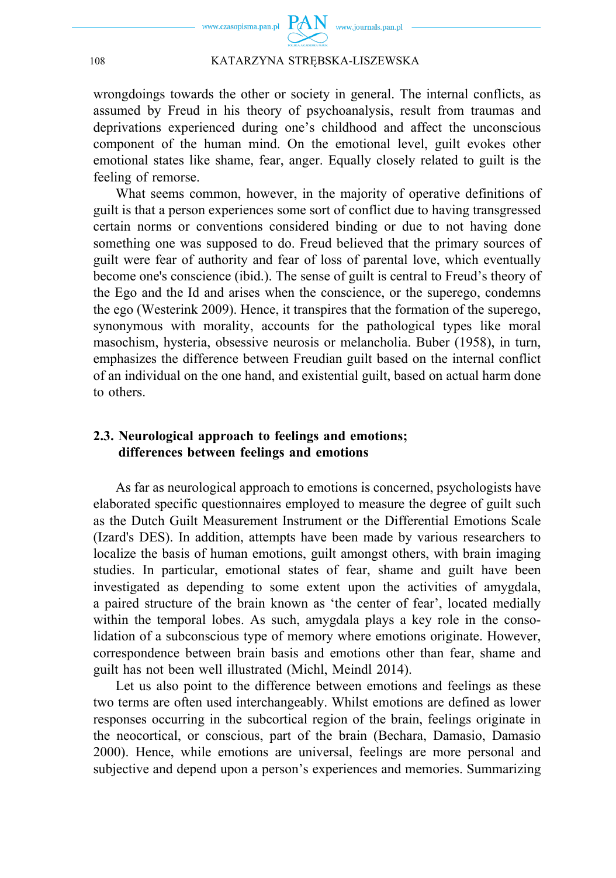wrongdoings towards the other or society in general. The internal conflicts, as assumed by Freud in his theory of psychoanalysis, result from traumas and deprivations experienced during one's childhood and affect the unconscious component of the human mind. On the emotional level, guilt evokes other emotional states like shame, fear, anger. Equally closely related to guilt is the feeling of remorse.

What seems common, however, in the majority of operative definitions of guilt is that a person experiences some sort of conflict due to having transgressed certain norms or conventions considered binding or due to not having done something one was supposed to do. Freud believed that the primary sources of guilt were fear of authority and fear of loss of parental love, which eventually become one's conscience (ibid.). The sense of guilt is central to Freud's theory of the Ego and the Id and arises when the conscience, or the superego, condemns the ego (Westerink 2009). Hence, it transpires that the formation of the superego, synonymous with morality, accounts for the pathological types like moral masochism, hysteria, obsessive neurosis or melancholia. Buber (1958), in turn, emphasizes the difference between Freudian guilt based on the internal conflict of an individual on the one hand, and existential guilt, based on actual harm done to others.

### 2.3. Neurological approach to feelings and emotions; differences between feelings and emotions

As far as neurological approach to emotions is concerned, psychologists have elaborated specific questionnaires employed to measure the degree of guilt such as the Dutch Guilt Measurement Instrument or the Differential Emotions Scale (Izard's DES). In addition, attempts have been made by various researchers to localize the basis of human emotions, guilt amongst others, with brain imaging studies. In particular, emotional states of fear, shame and guilt have been investigated as depending to some extent upon the activities of amygdala, a paired structure of the brain known as 'the center of fear', located medially within the temporal lobes. As such, amygdala plays a key role in the consolidation of a subconscious type of memory where emotions originate. However, correspondence between brain basis and emotions other than fear, shame and guilt has not been well illustrated (Michl, Meindl 2014).

Let us also point to the difference between emotions and feelings as these two terms are often used interchangeably. Whilst emotions are defined as lower responses occurring in the subcortical region of the brain, feelings originate in the neocortical, or conscious, part of the brain (Bechara, Damasio, Damasio 2000). Hence, while emotions are universal, feelings are more personal and subjective and depend upon a person's experiences and memories. Summarizing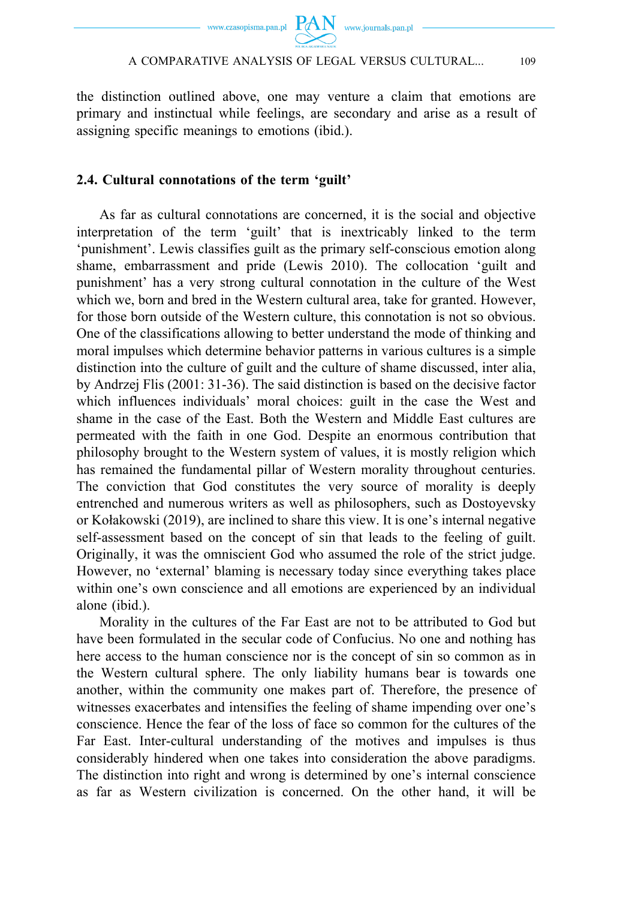the distinction outlined above, one may venture a claim that emotions are primary and instinctual while feelings, are secondary and arise as a result of assigning specific meanings to emotions (ibid.).

### 2.4. Cultural connotations of the term 'guilt'

As far as cultural connotations are concerned, it is the social and objective interpretation of the term 'guilt' that is inextricably linked to the term 'punishment'. Lewis classifies guilt as the primary self-conscious emotion along shame, embarrassment and pride (Lewis 2010). The collocation 'guilt and punishment' has a very strong cultural connotation in the culture of the West which we, born and bred in the Western cultural area, take for granted. However, for those born outside of the Western culture, this connotation is not so obvious. One of the classifications allowing to better understand the mode of thinking and moral impulses which determine behavior patterns in various cultures is a simple distinction into the culture of guilt and the culture of shame discussed, inter alia, by Andrzej Flis (2001: 31-36). The said distinction is based on the decisive factor which influences individuals' moral choices: guilt in the case the West and shame in the case of the East. Both the Western and Middle East cultures are permeated with the faith in one God. Despite an enormous contribution that philosophy brought to the Western system of values, it is mostly religion which has remained the fundamental pillar of Western morality throughout centuries. The conviction that God constitutes the very source of morality is deeply entrenched and numerous writers as well as philosophers, such as Dostoyevsky or Kołakowski (2019), are inclined to share this view. It is one's internal negative self-assessment based on the concept of sin that leads to the feeling of guilt. Originally, it was the omniscient God who assumed the role of the strict judge. However, no 'external' blaming is necessary today since everything takes place within one's own conscience and all emotions are experienced by an individual alone (ibid.).

Morality in the cultures of the Far East are not to be attributed to God but have been formulated in the secular code of Confucius. No one and nothing has here access to the human conscience nor is the concept of sin so common as in the Western cultural sphere. The only liability humans bear is towards one another, within the community one makes part of. Therefore, the presence of witnesses exacerbates and intensifies the feeling of shame impending over one's conscience. Hence the fear of the loss of face so common for the cultures of the Far East. Inter-cultural understanding of the motives and impulses is thus considerably hindered when one takes into consideration the above paradigms. The distinction into right and wrong is determined by one's internal conscience as far as Western civilization is concerned. On the other hand, it will be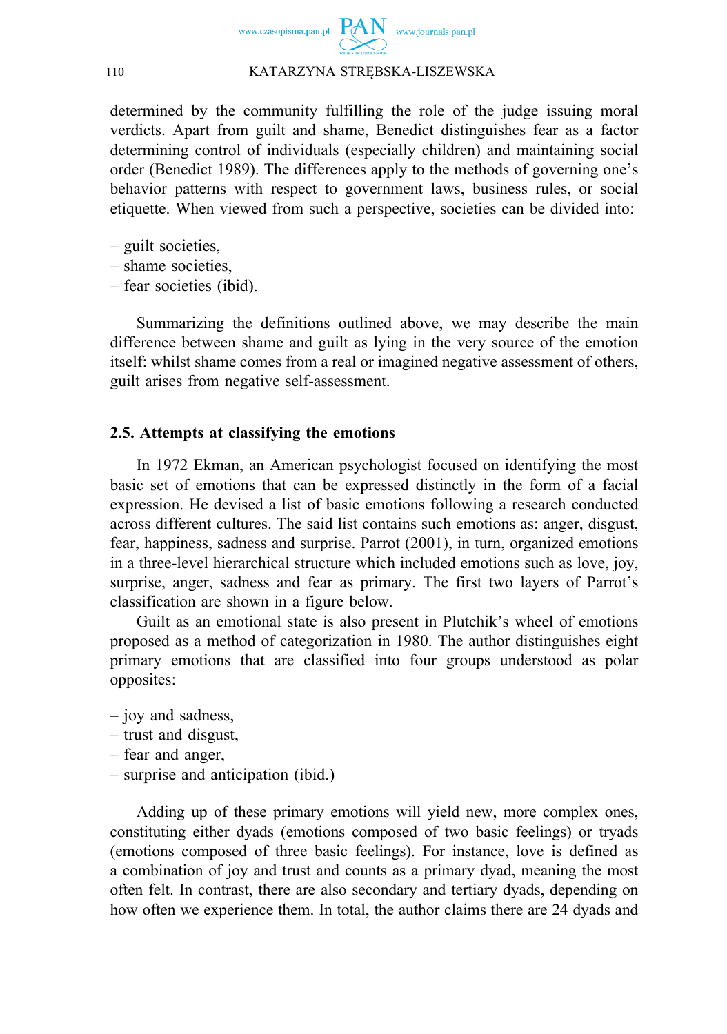determined by the community fulfilling the role of the judge issuing moral verdicts. Apart from guilt and shame, Benedict distinguishes fear as a factor determining control of individuals (especially children) and maintaining social order (Benedict 1989). The differences apply to the methods of governing one's behavior patterns with respect to government laws, business rules, or social etiquette. When viewed from such a perspective, societies can be divided into:

– guilt societies,
– shame societies,
– fear societies (ibid).

Summarizing the definitions outlined above, we may describe the main difference between shame and guilt as lying in the very source of the emotion itself: whilst shame comes from a real or imagined negative assessment of others, guilt arises from negative self-assessment.

### 2.5. Attempts at classifying the emotions

In 1972 Ekman, an American psychologist focused on identifying the most basic set of emotions that can be expressed distinctly in the form of a facial expression. He devised a list of basic emotions following a research conducted across different cultures. The said list contains such emotions as: anger, disgust, fear, happiness, sadness and surprise. Parrot (2001), in turn, organized emotions in a three-level hierarchical structure which included emotions such as love, joy, surprise, anger, sadness and fear as primary. The first two layers of Parrot's classification are shown in a figure below.

Guilt as an emotional state is also present in Plutchik's wheel of emotions proposed as a method of categorization in 1980. The author distinguishes eight primary emotions that are classified into four groups understood as polar opposites:

– joy and sadness,
– trust and disgust,
– fear and anger,
– surprise and anticipation (ibid.)

Adding up of these primary emotions will yield new, more complex ones, constituting either dyads (emotions composed of two basic feelings) or tryads (emotions composed of three basic feelings). For instance, love is defined as a combination of joy and trust and counts as a primary dyad, meaning the most often felt. In contrast, there are also secondary and tertiary dyads, depending on how often we experience them. In total, the author claims there are 24 dyads and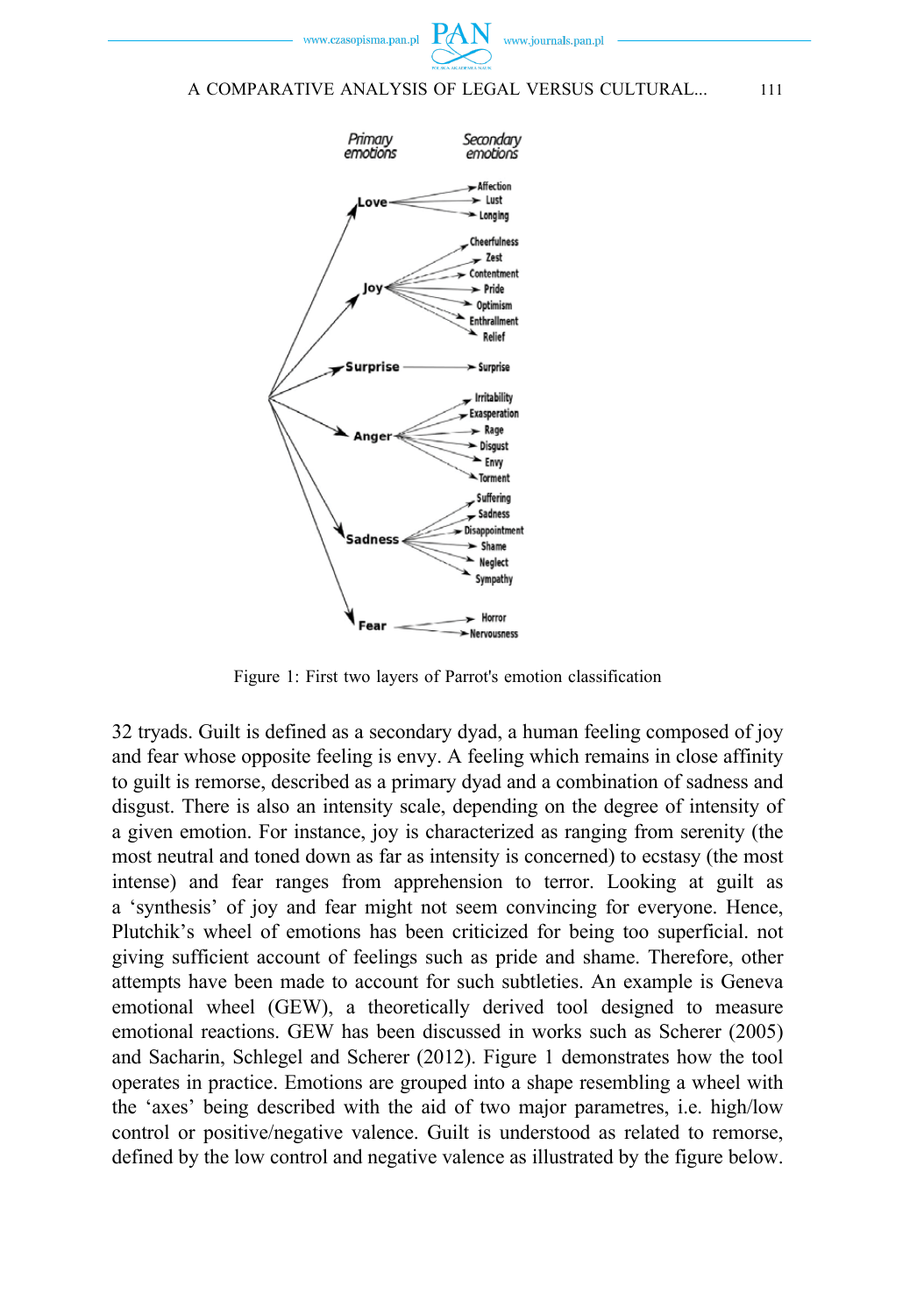Figure 1: First two layers of Parrot's emotion classification

32 tryads. Guilt is defined as a secondary dyad, a human feeling composed of joy and fear whose opposite feeling is envy. A feeling which remains in close affinity to guilt is remorse, described as a primary dyad and a combination of sadness and disgust. There is also an intensity scale, depending on the degree of intensity of a given emotion. For instance, joy is characterized as ranging from serenity (the most neutral and toned down as far as intensity is concerned) to ecstasy (the most intense) and fear ranges from apprehension to terror. Looking at guilt as a 'synthesis' of joy and fear might not seem convincing for everyone. Hence, Plutchik's wheel of emotions has been criticized for being too superficial. not giving sufficient account of feelings such as pride and shame. Therefore, other attempts have been made to account for such subtleties. An example is Geneva emotional wheel (GEW), a theoretically derived tool designed to measure emotional reactions. GEW has been discussed in works such as Scherer (2005) and Sacharin, Schlegel and Scherer (2012). Figure 1 demonstrates how the tool operates in practice. Emotions are grouped into a shape resembling a wheel with the 'axes' being described with the aid of two major parametres, i.e. high/low control or positive/negative valence. Guilt is understood as related to remorse, defined by the low control and negative valence as illustrated by the figure below.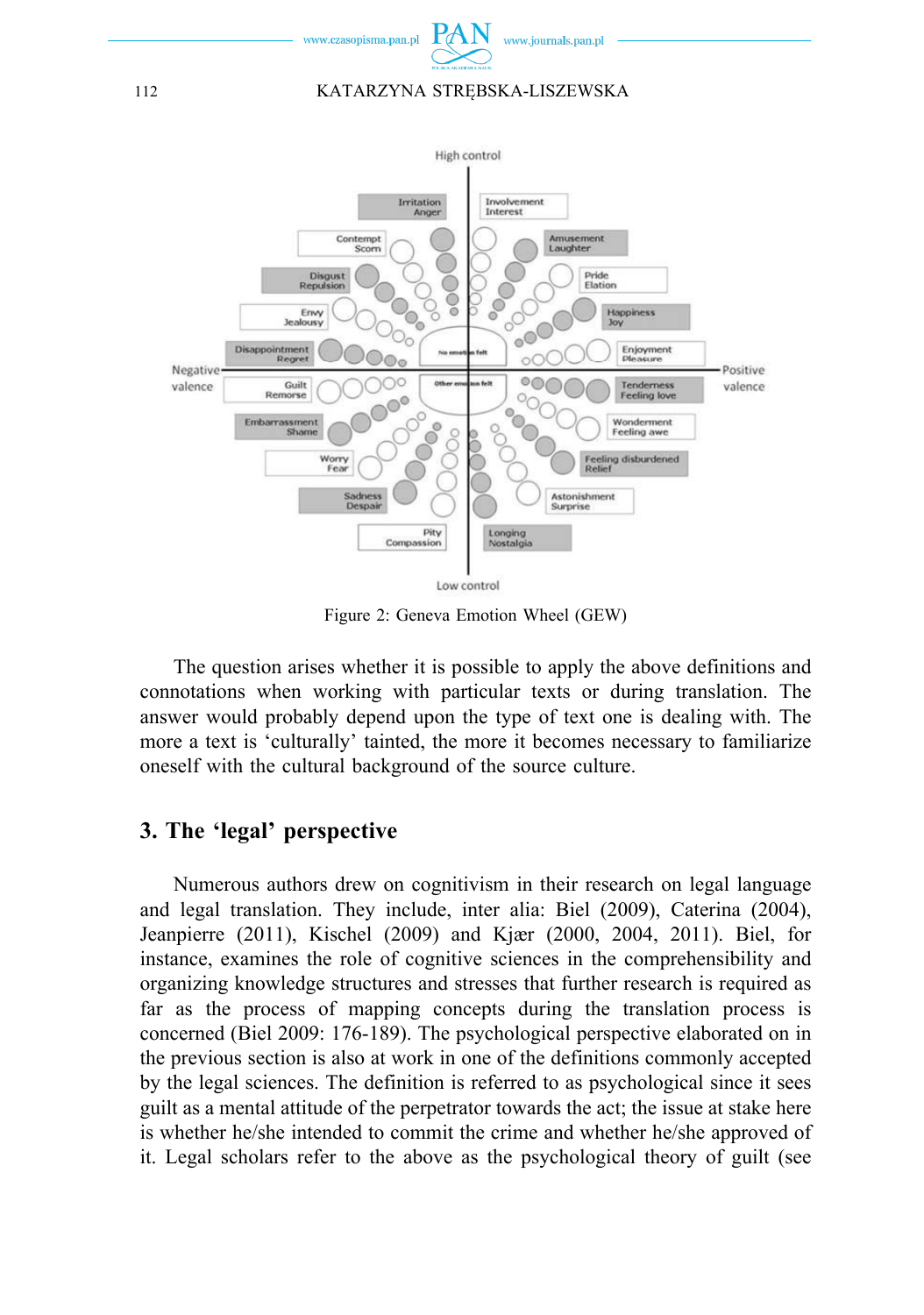Figure 2: Geneva Emotion Wheel (GEW)

The question arises whether it is possible to apply the above definitions and connotations when working with particular texts or during translation. The answer would probably depend upon the type of text one is dealing with. The more a text is 'culturally' tainted, the more it becomes necessary to familiarize oneself with the cultural background of the source culture.

## 3. The 'legal' perspective

Numerous authors drew on cognitivism in their research on legal language and legal translation. They include, inter alia: Biel (2009), Caterina (2004), Jeanpierre (2011), Kischel (2009) and Kjær (2000, 2004, 2011). Biel, for instance, examines the role of cognitive sciences in the comprehensibility and organizing knowledge structures and stresses that further research is required as far as the process of mapping concepts during the translation process is concerned (Biel 2009: 176-189). The psychological perspective elaborated on in the previous section is also at work in one of the definitions commonly accepted by the legal sciences. The definition is referred to as psychological since it sees guilt as a mental attitude of the perpetrator towards the act; the issue at stake here is whether he/she intended to commit the crime and whether he/she approved of it. Legal scholars refer to the above as the psychological theory of guilt (see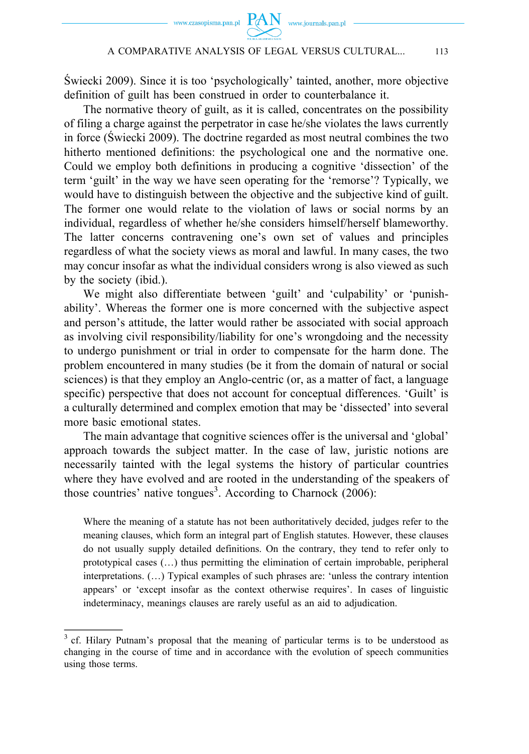Świecki 2009). Since it is too 'psychologically' tainted, another, more objective definition of guilt has been construed in order to counterbalance it.

The normative theory of guilt, as it is called, concentrates on the possibility of filing a charge against the perpetrator in case he/she violates the laws currently in force (Świecki 2009). The doctrine regarded as most neutral combines the two hitherto mentioned definitions: the psychological one and the normative one. Could we employ both definitions in producing a cognitive 'dissection' of the term 'guilt' in the way we have seen operating for the 'remorse'? Typically, we would have to distinguish between the objective and the subjective kind of guilt. The former one would relate to the violation of laws or social norms by an individual, regardless of whether he/she considers himself/herself blameworthy. The latter concerns contravening one's own set of values and principles regardless of what the society views as moral and lawful. In many cases, the two may concur insofar as what the individual considers wrong is also viewed as such by the society (ibid.).

We might also differentiate between 'guilt' and 'culpability' or 'punishability'. Whereas the former one is more concerned with the subjective aspect and person's attitude, the latter would rather be associated with social approach as involving civil responsibility/liability for one's wrongdoing and the necessity to undergo punishment or trial in order to compensate for the harm done. The problem encountered in many studies (be it from the domain of natural or social sciences) is that they employ an Anglo-centric (or, as a matter of fact, a language specific) perspective that does not account for conceptual differences. 'Guilt' is a culturally determined and complex emotion that may be 'dissected' into several more basic emotional states.

The main advantage that cognitive sciences offer is the universal and 'global' approach towards the subject matter. In the case of law, juristic notions are necessarily tainted with the legal systems the history of particular countries where they have evolved and are rooted in the understanding of the speakers of those countries' native tongues[3]. According to Charnock (2006):

> Where the meaning of a statute has not been authoritatively decided, judges refer to the meaning clauses, which form an integral part of English statutes. However, these clauses do not usually supply detailed definitions. On the contrary, they tend to refer only to prototypical cases (…) thus permitting the elimination of certain improbable, peripheral interpretations. (…) Typical examples of such phrases are: 'unless the contrary intention appears' or 'except insofar as the context otherwise requires'. In cases of linguistic indeterminacy, meanings clauses are rarely useful as an aid to adjudication.

---

[3] cf. Hilary Putnam's proposal that the meaning of particular terms is to be understood as changing in the course of time and in accordance with the evolution of speech communities using those terms.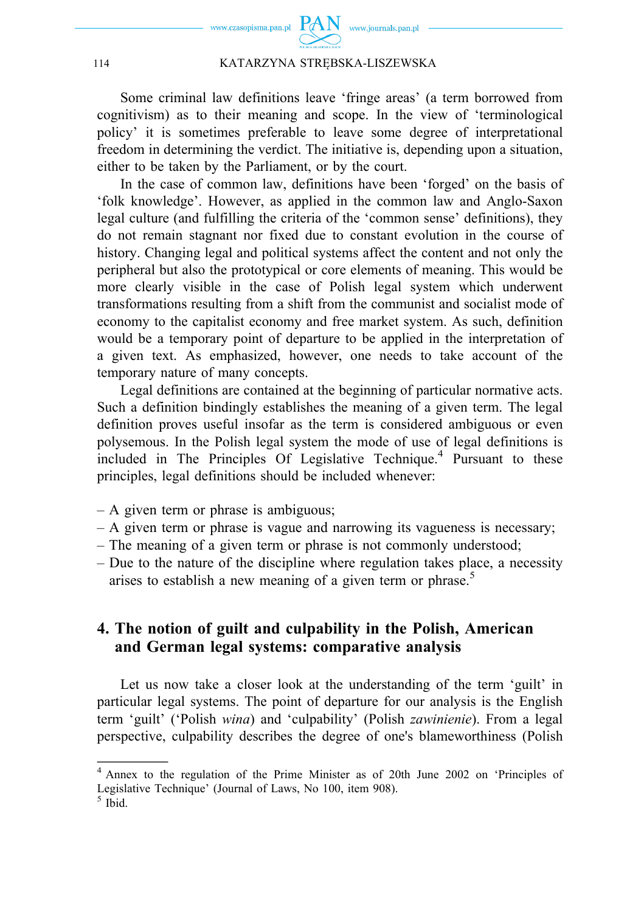Some criminal law definitions leave ‘fringe areas’ (a term borrowed from cognitivism) as to their meaning and scope. In the view of ‘terminological policy’ it is sometimes preferable to leave some degree of interpretational freedom in determining the verdict. The initiative is, depending upon a situation, either to be taken by the Parliament, or by the court.

In the case of common law, definitions have been ‘forged’ on the basis of ‘folk knowledge’. However, as applied in the common law and Anglo-Saxon legal culture (and fulfilling the criteria of the ‘common sense’ definitions), they do not remain stagnant nor fixed due to constant evolution in the course of history. Changing legal and political systems affect the content and not only the peripheral but also the prototypical or core elements of meaning. This would be more clearly visible in the case of Polish legal system which underwent transformations resulting from a shift from the communist and socialist mode of economy to the capitalist economy and free market system. As such, definition would be a temporary point of departure to be applied in the interpretation of a given text. As emphasized, however, one needs to take account of the temporary nature of many concepts.

Legal definitions are contained at the beginning of particular normative acts. Such a definition bindingly establishes the meaning of a given term. The legal definition proves useful insofar as the term is considered ambiguous or even polysemous. In the Polish legal system the mode of use of legal definitions is included in The Principles Of Legislative Technique.[4] Pursuant to these principles, legal definitions should be included whenever:

– A given term or phrase is ambiguous;
– A given term or phrase is vague and narrowing its vagueness is necessary;
– The meaning of a given term or phrase is not commonly understood;
– Due to the nature of the discipline where regulation takes place, a necessity arises to establish a new meaning of a given term or phrase.[5]

## 4. The notion of guilt and culpability in the Polish, American and German legal systems: comparative analysis

Let us now take a closer look at the understanding of the term ‘guilt’ in particular legal systems. The point of departure for our analysis is the English term ‘guilt’ (‘Polish *wina*) and ‘culpability’ (Polish *zawinienie*). From a legal perspective, culpability describes the degree of one's blameworthiness (Polish

---

[4] Annex to the regulation of the Prime Minister as of 20th June 2002 on ‘Principles of Legislative Technique’ (Journal of Laws, No 100, item 908).

[5] Ibid.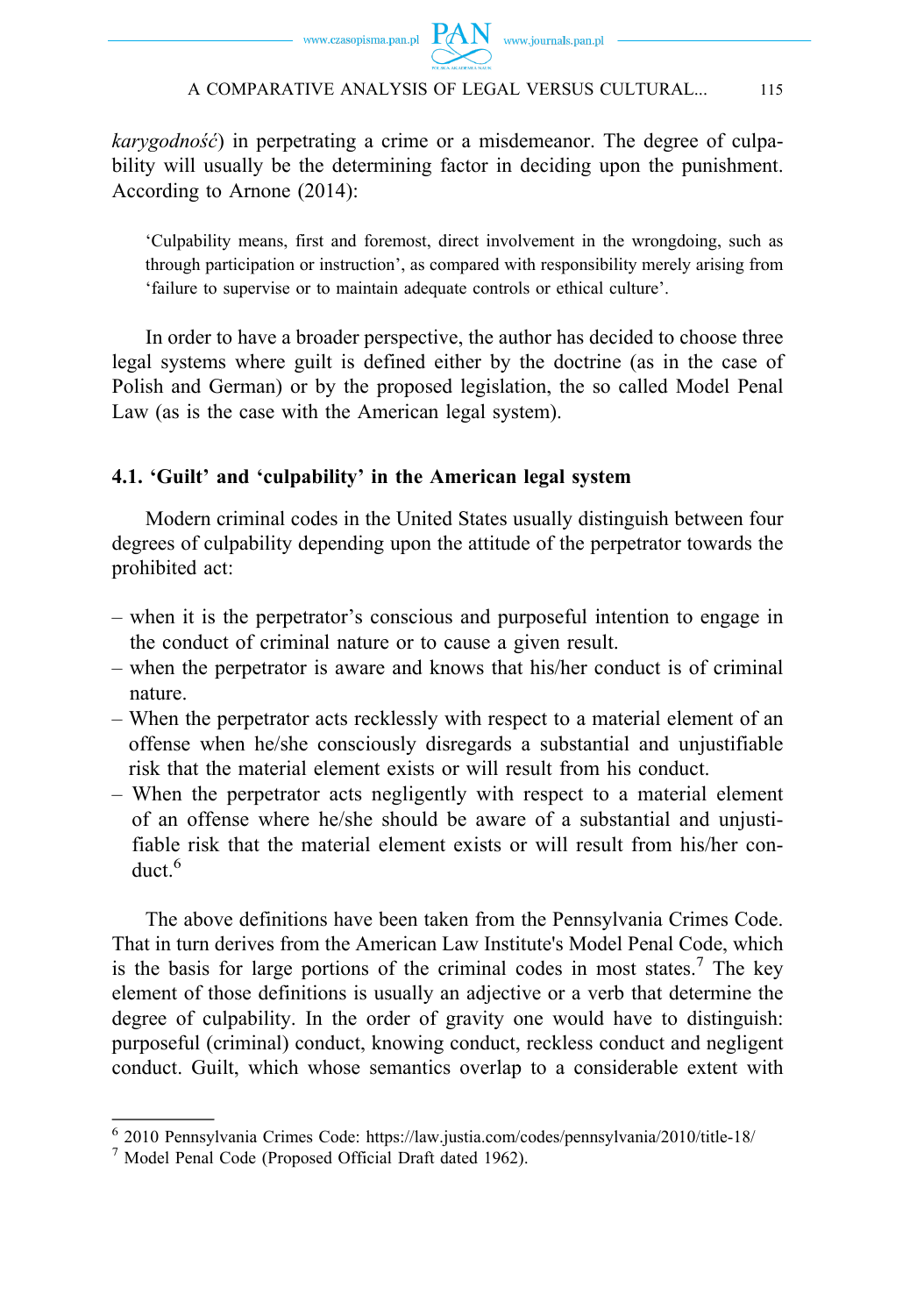*karygodność*) in perpetrating a crime or a misdemeanor. The degree of culpability will usually be the determining factor in deciding upon the punishment. According to Arnone (2014):

> 'Culpability means, first and foremost, direct involvement in the wrongdoing, such as through participation or instruction', as compared with responsibility merely arising from 'failure to supervise or to maintain adequate controls or ethical culture'.

In order to have a broader perspective, the author has decided to choose three legal systems where guilt is defined either by the doctrine (as in the case of Polish and German) or by the proposed legislation, the so called Model Penal Law (as is the case with the American legal system).

### 4.1. 'Guilt' and 'culpability' in the American legal system

Modern criminal codes in the United States usually distinguish between four degrees of culpability depending upon the attitude of the perpetrator towards the prohibited act:

- when it is the perpetrator's conscious and purposeful intention to engage in the conduct of criminal nature or to cause a given result.
- when the perpetrator is aware and knows that his/her conduct is of criminal nature.
- When the perpetrator acts recklessly with respect to a material element of an offense when he/she consciously disregards a substantial and unjustifiable risk that the material element exists or will result from his conduct.
- When the perpetrator acts negligently with respect to a material element of an offense where he/she should be aware of a substantial and unjustifiable risk that the material element exists or will result from his/her conduct.[6]

The above definitions have been taken from the Pennsylvania Crimes Code. That in turn derives from the American Law Institute's Model Penal Code, which is the basis for large portions of the criminal codes in most states.[7] The key element of those definitions is usually an adjective or a verb that determine the degree of culpability. In the order of gravity one would have to distinguish: purposeful (criminal) conduct, knowing conduct, reckless conduct and negligent conduct. Guilt, which whose semantics overlap to a considerable extent with

---

[6] 2010 Pennsylvania Crimes Code: https://law.justia.com/codes/pennsylvania/2010/title-18/

[7] Model Penal Code (Proposed Official Draft dated 1962).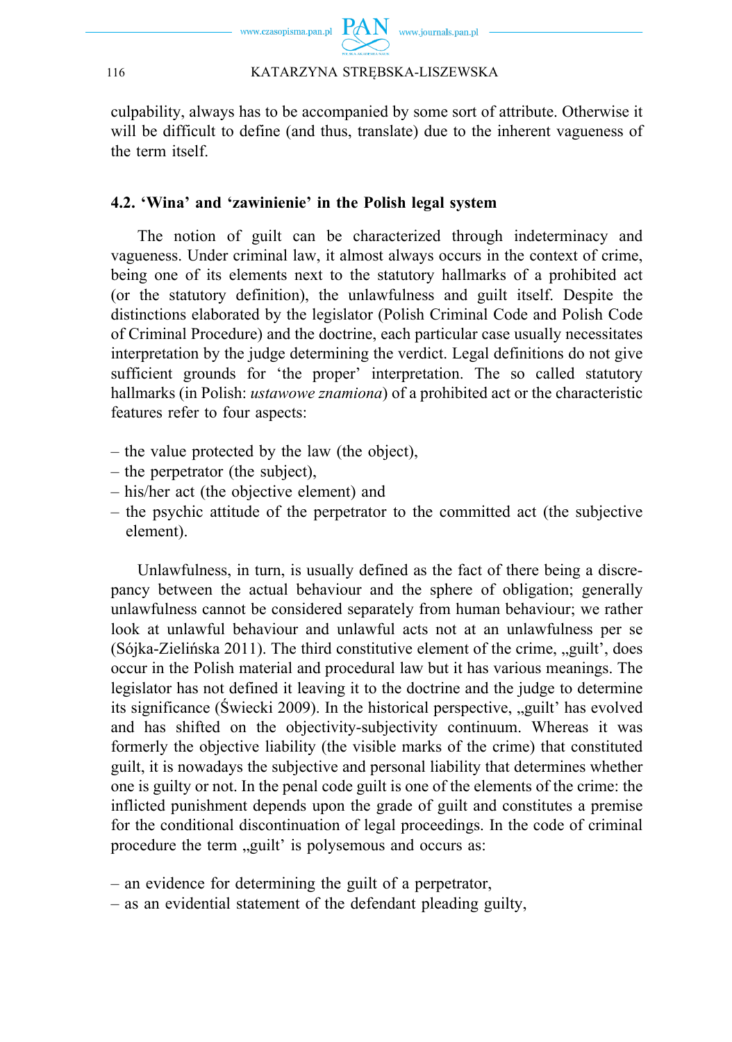culpability, always has to be accompanied by some sort of attribute. Otherwise it will be difficult to define (and thus, translate) due to the inherent vagueness of the term itself.

### 4.2. 'Wina' and 'zawinienie' in the Polish legal system

The notion of guilt can be characterized through indeterminacy and vagueness. Under criminal law, it almost always occurs in the context of crime, being one of its elements next to the statutory hallmarks of a prohibited act (or the statutory definition), the unlawfulness and guilt itself. Despite the distinctions elaborated by the legislator (Polish Criminal Code and Polish Code of Criminal Procedure) and the doctrine, each particular case usually necessitates interpretation by the judge determining the verdict. Legal definitions do not give sufficient grounds for 'the proper' interpretation. The so called statutory hallmarks (in Polish: *ustawowe znamiona*) of a prohibited act or the characteristic features refer to four aspects:

- the value protected by the law (the object),
- the perpetrator (the subject),
- his/her act (the objective element) and
- the psychic attitude of the perpetrator to the committed act (the subjective element).

Unlawfulness, in turn, is usually defined as the fact of there being a discrepancy between the actual behaviour and the sphere of obligation; generally unlawfulness cannot be considered separately from human behaviour; we rather look at unlawful behaviour and unlawful acts not at an unlawfulness per se (Sójka-Zielińska 2011). The third constitutive element of the crime, „guilt', does occur in the Polish material and procedural law but it has various meanings. The legislator has not defined it leaving it to the doctrine and the judge to determine its significance (Świecki 2009). In the historical perspective, „guilt' has evolved and has shifted on the objectivity-subjectivity continuum. Whereas it was formerly the objective liability (the visible marks of the crime) that constituted guilt, it is nowadays the subjective and personal liability that determines whether one is guilty or not. In the penal code guilt is one of the elements of the crime: the inflicted punishment depends upon the grade of guilt and constitutes a premise for the conditional discontinuation of legal proceedings. In the code of criminal procedure the term „guilt' is polysemous and occurs as:

- an evidence for determining the guilt of a perpetrator,
- as an evidential statement of the defendant pleading guilty,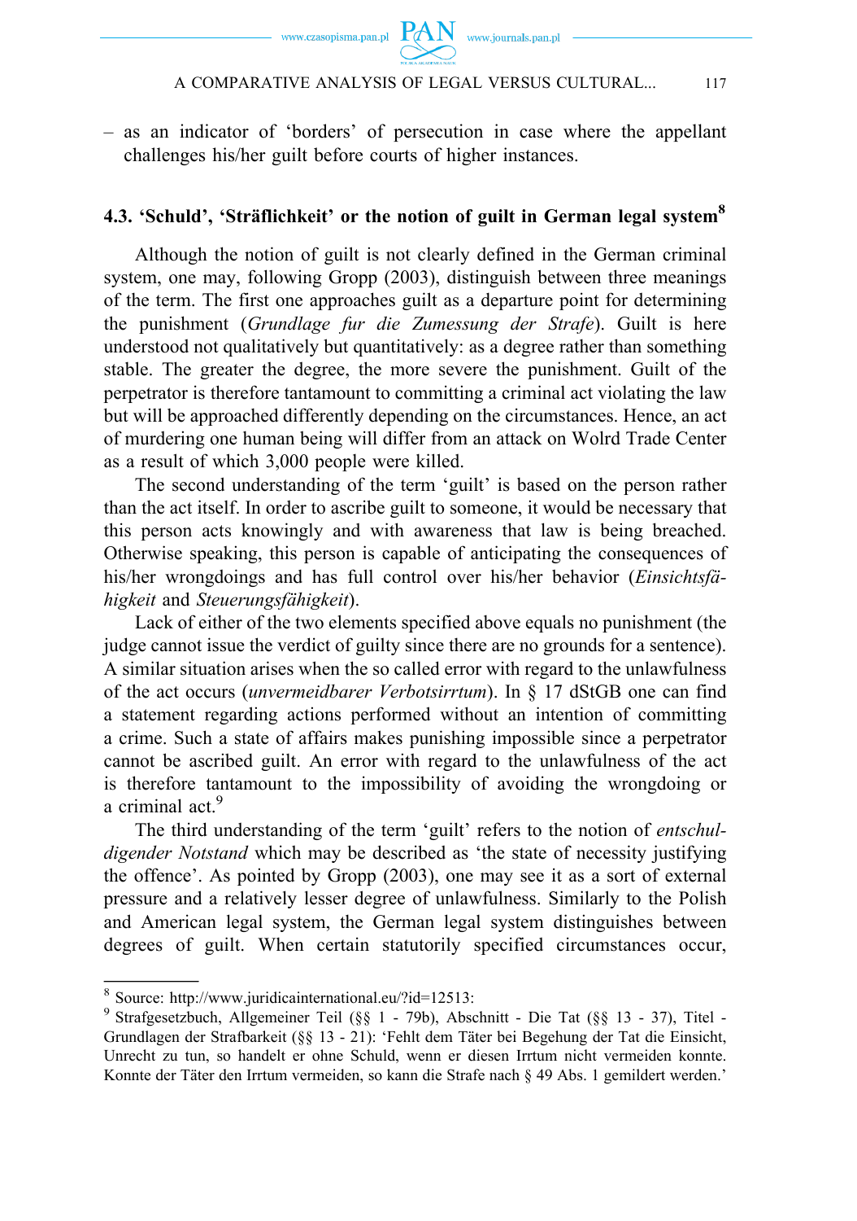– as an indicator of 'borders' of persecution in case where the appellant challenges his/her guilt before courts of higher instances.

### 4.3. 'Schuld', 'Sträflichkeit' or the notion of guilt in German legal system[8]

Although the notion of guilt is not clearly defined in the German criminal system, one may, following Gropp (2003), distinguish between three meanings of the term. The first one approaches guilt as a departure point for determining the punishment (*Grundlage fur die Zumessung der Strafe*). Guilt is here understood not qualitatively but quantitatively: as a degree rather than something stable. The greater the degree, the more severe the punishment. Guilt of the perpetrator is therefore tantamount to committing a criminal act violating the law but will be approached differently depending on the circumstances. Hence, an act of murdering one human being will differ from an attack on Wolrd Trade Center as a result of which 3,000 people were killed.

The second understanding of the term 'guilt' is based on the person rather than the act itself. In order to ascribe guilt to someone, it would be necessary that this person acts knowingly and with awareness that law is being breached. Otherwise speaking, this person is capable of anticipating the consequences of his/her wrongdoings and has full control over his/her behavior (*Einsichtsfähigkeit* and *Steuerungsfähigkeit*).

Lack of either of the two elements specified above equals no punishment (the judge cannot issue the verdict of guilty since there are no grounds for a sentence). A similar situation arises when the so called error with regard to the unlawfulness of the act occurs (*unvermeidbarer Verbotsirrtum*). In § 17 dStGB one can find a statement regarding actions performed without an intention of committing a crime. Such a state of affairs makes punishing impossible since a perpetrator cannot be ascribed guilt. An error with regard to the unlawfulness of the act is therefore tantamount to the impossibility of avoiding the wrongdoing or a criminal act.[9]

The third understanding of the term 'guilt' refers to the notion of *entschuldigender Notstand* which may be described as 'the state of necessity justifying the offence'. As pointed by Gropp (2003), one may see it as a sort of external pressure and a relatively lesser degree of unlawfulness. Similarly to the Polish and American legal system, the German legal system distinguishes between degrees of guilt. When certain statutorily specified circumstances occur,

---

[8] Source: http://www.juridicainternational.eu/?id=12513:

[9] Strafgesetzbuch, Allgemeiner Teil (§§ 1 - 79b), Abschnitt - Die Tat (§§ 13 - 37), Titel - Grundlagen der Strafbarkeit (§§ 13 - 21): 'Fehlt dem Täter bei Begehung der Tat die Einsicht, Unrecht zu tun, so handelt er ohne Schuld, wenn er diesen Irrtum nicht vermeiden konnte. Konnte der Täter den Irrtum vermeiden, so kann die Strafe nach § 49 Abs. 1 gemildert werden.'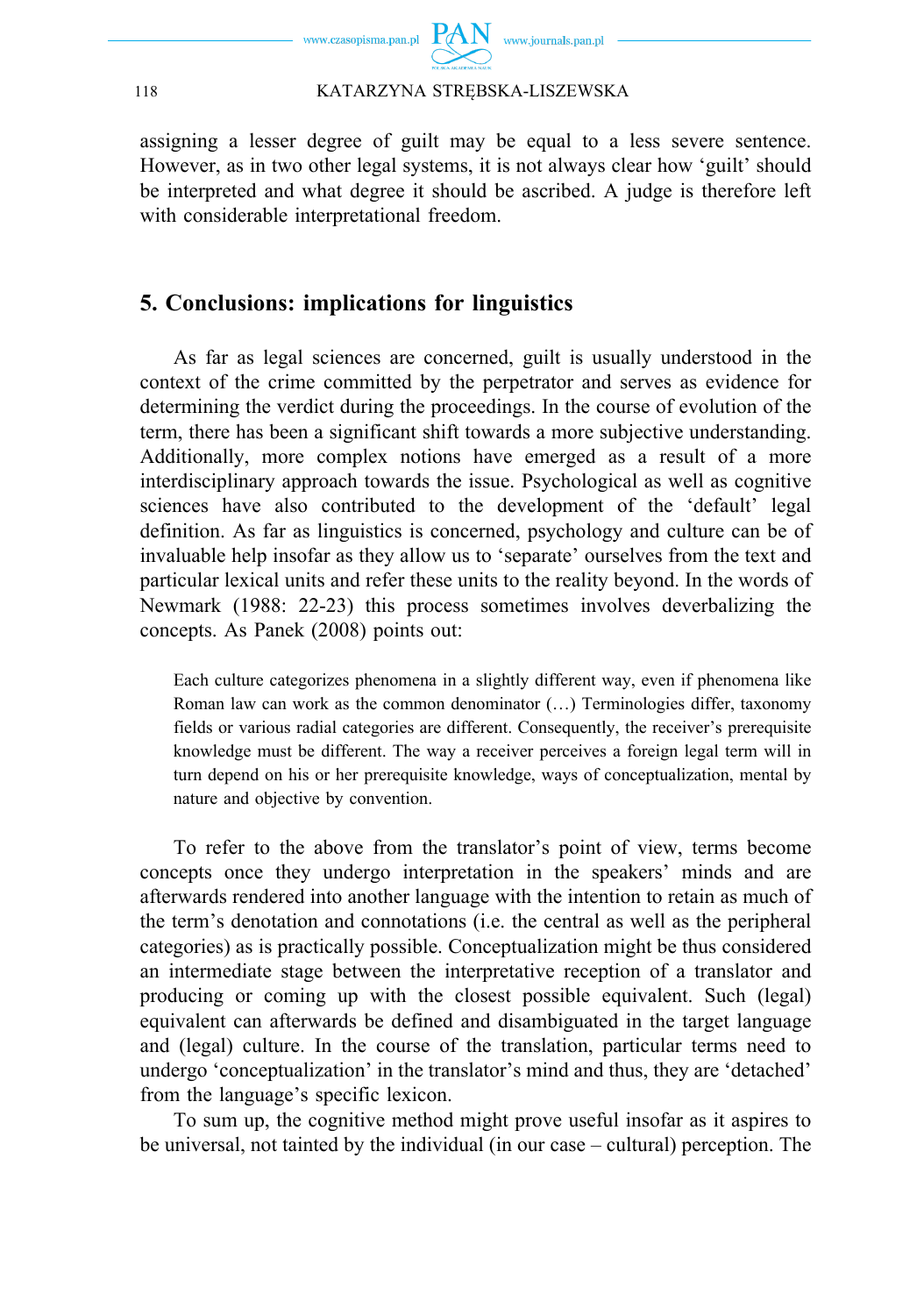assigning a lesser degree of guilt may be equal to a less severe sentence. However, as in two other legal systems, it is not always clear how 'guilt' should be interpreted and what degree it should be ascribed. A judge is therefore left with considerable interpretational freedom.

## 5. Conclusions: implications for linguistics

As far as legal sciences are concerned, guilt is usually understood in the context of the crime committed by the perpetrator and serves as evidence for determining the verdict during the proceedings. In the course of evolution of the term, there has been a significant shift towards a more subjective understanding. Additionally, more complex notions have emerged as a result of a more interdisciplinary approach towards the issue. Psychological as well as cognitive sciences have also contributed to the development of the 'default' legal definition. As far as linguistics is concerned, psychology and culture can be of invaluable help insofar as they allow us to 'separate' ourselves from the text and particular lexical units and refer these units to the reality beyond. In the words of Newmark (1988: 22-23) this process sometimes involves deverbalizing the concepts. As Panek (2008) points out:

> Each culture categorizes phenomena in a slightly different way, even if phenomena like Roman law can work as the common denominator (…) Terminologies differ, taxonomy fields or various radial categories are different. Consequently, the receiver's prerequisite knowledge must be different. The way a receiver perceives a foreign legal term will in turn depend on his or her prerequisite knowledge, ways of conceptualization, mental by nature and objective by convention.

To refer to the above from the translator's point of view, terms become concepts once they undergo interpretation in the speakers' minds and are afterwards rendered into another language with the intention to retain as much of the term's denotation and connotations (i.e. the central as well as the peripheral categories) as is practically possible. Conceptualization might be thus considered an intermediate stage between the interpretative reception of a translator and producing or coming up with the closest possible equivalent. Such (legal) equivalent can afterwards be defined and disambiguated in the target language and (legal) culture. In the course of the translation, particular terms need to undergo 'conceptualization' in the translator's mind and thus, they are 'detached' from the language's specific lexicon.

To sum up, the cognitive method might prove useful insofar as it aspires to be universal, not tainted by the individual (in our case – cultural) perception. The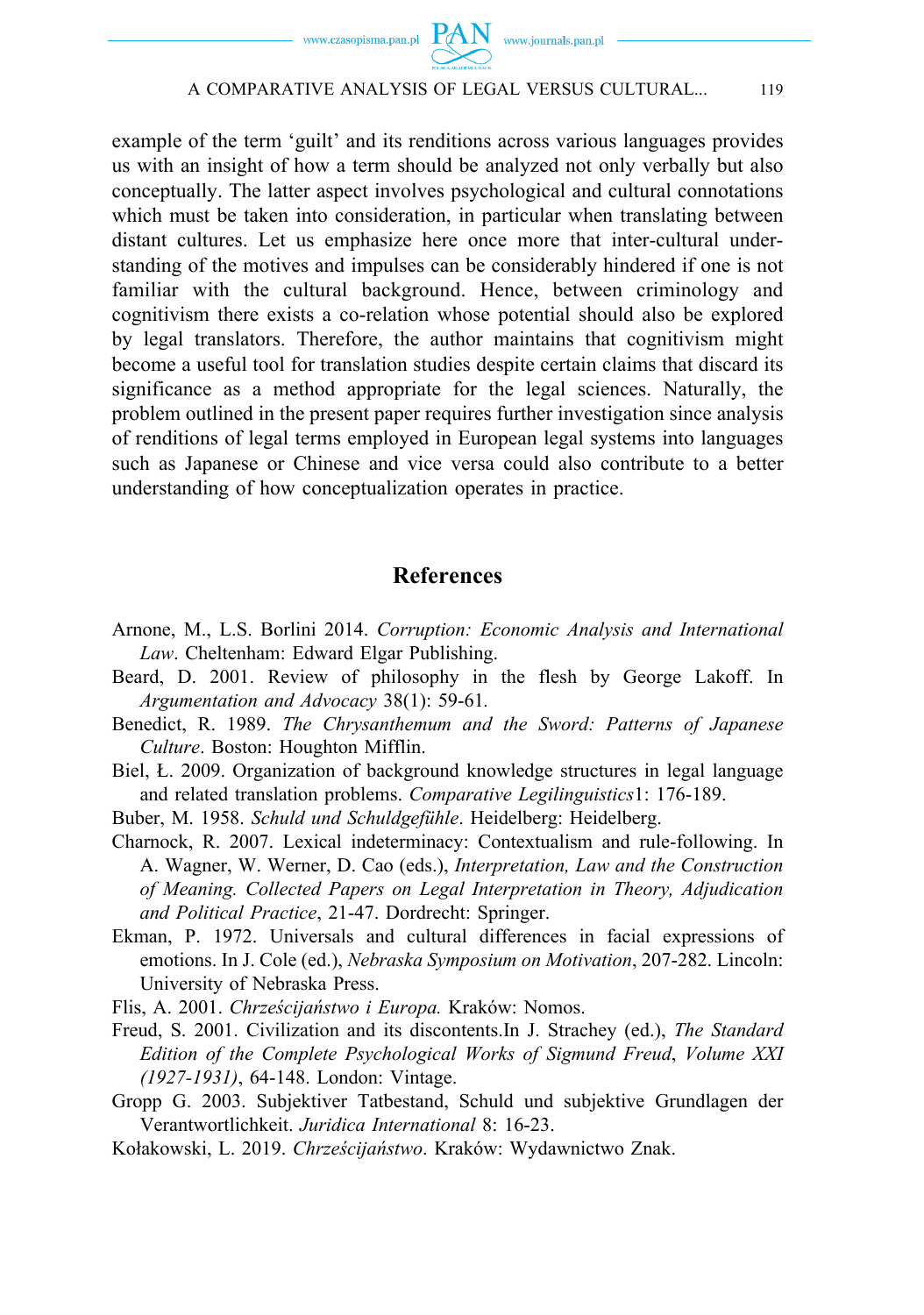example of the term 'guilt' and its renditions across various languages provides us with an insight of how a term should be analyzed not only verbally but also conceptually. The latter aspect involves psychological and cultural connotations which must be taken into consideration, in particular when translating between distant cultures. Let us emphasize here once more that inter-cultural understanding of the motives and impulses can be considerably hindered if one is not familiar with the cultural background. Hence, between criminology and cognitivism there exists a co-relation whose potential should also be explored by legal translators. Therefore, the author maintains that cognitivism might become a useful tool for translation studies despite certain claims that discard its significance as a method appropriate for the legal sciences. Naturally, the problem outlined in the present paper requires further investigation since analysis of renditions of legal terms employed in European legal systems into languages such as Japanese or Chinese and vice versa could also contribute to a better understanding of how conceptualization operates in practice.

## References

Arnone, M., L.S. Borlini 2014. *Corruption: Economic Analysis and International Law*. Cheltenham: Edward Elgar Publishing.

Beard, D. 2001. Review of philosophy in the flesh by George Lakoff. In *Argumentation and Advocacy* 38(1): 59-61.

Benedict, R. 1989. *The Chrysanthemum and the Sword: Patterns of Japanese Culture*. Boston: Houghton Mifflin.

Biel, Ł. 2009. Organization of background knowledge structures in legal language and related translation problems. *Comparative Legilinguistics*1: 176-189.

Buber, M. 1958. *Schuld und Schuldgefühle*. Heidelberg: Heidelberg.

Charnock, R. 2007. Lexical indeterminacy: Contextualism and rule-following. In A. Wagner, W. Werner, D. Cao (eds.), *Interpretation, Law and the Construction of Meaning. Collected Papers on Legal Interpretation in Theory, Adjudication and Political Practice*, 21-47. Dordrecht: Springer.

Ekman, P. 1972. Universals and cultural differences in facial expressions of emotions. In J. Cole (ed.), *Nebraska Symposium on Motivation*, 207-282. Lincoln: University of Nebraska Press.

Flis, A. 2001. *Chrześcijaństwo i Europa.* Kraków: Nomos.

Freud, S. 2001. Civilization and its discontents.In J. Strachey (ed.), *The Standard Edition of the Complete Psychological Works of Sigmund Freud*, *Volume XXI (1927-1931)*, 64-148. London: Vintage.

Gropp G. 2003. Subjektiver Tatbestand, Schuld und subjektive Grundlagen der Verantwortlichkeit. *Juridica International* 8: 16-23.

Kołakowski, L. 2019. *Chrześcijaństwo*. Kraków: Wydawnictwo Znak.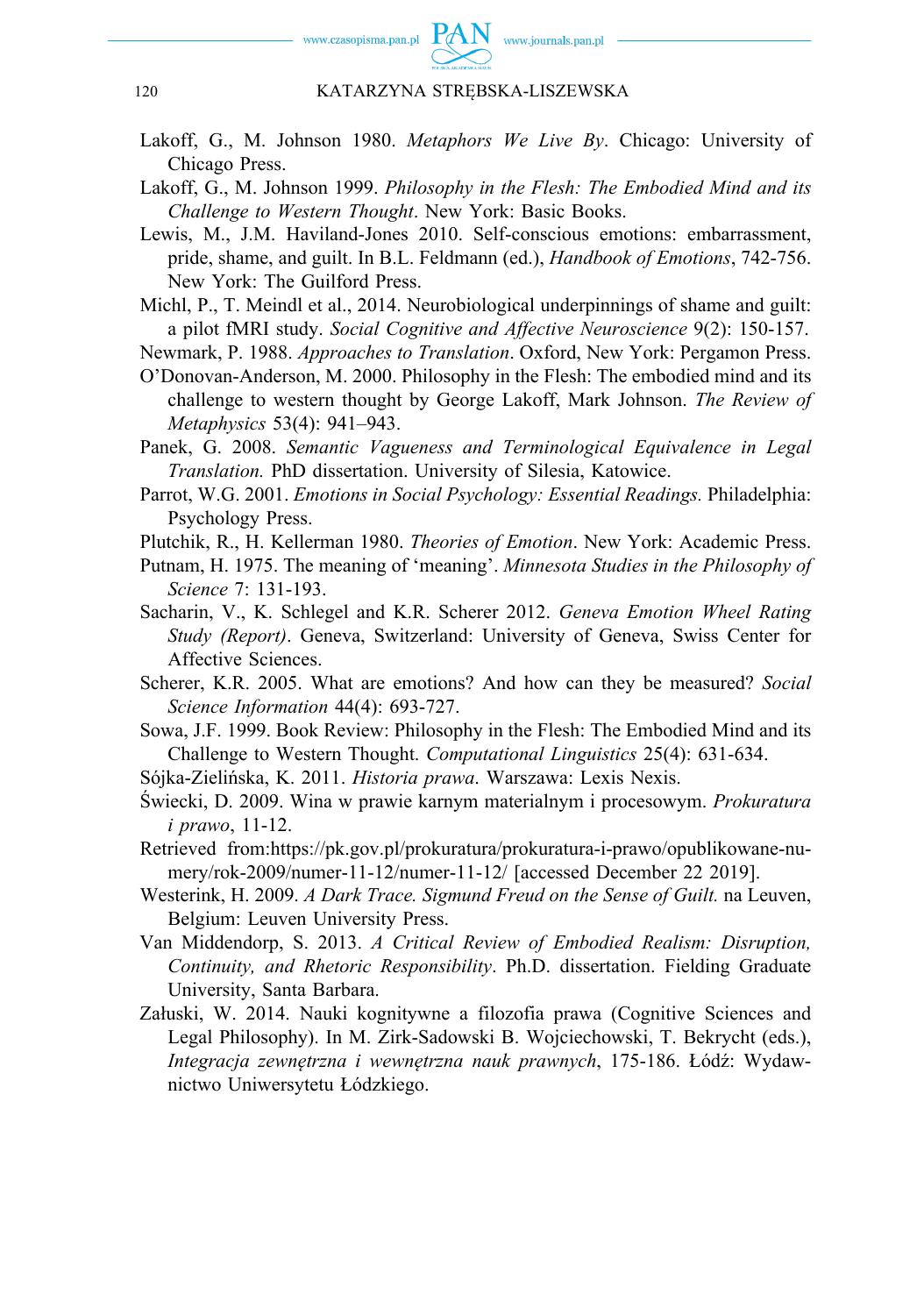Lakoff, G., M. Johnson 1980. *Metaphors We Live By*. Chicago: University of Chicago Press.

Lakoff, G., M. Johnson 1999. *Philosophy in the Flesh: The Embodied Mind and its Challenge to Western Thought*. New York: Basic Books.

Lewis, M., J.M. Haviland-Jones 2010. Self-conscious emotions: embarrassment, pride, shame, and guilt. In B.L. Feldmann (ed.), *Handbook of Emotions*, 742-756. New York: The Guilford Press.

Michl, P., T. Meindl et al., 2014. Neurobiological underpinnings of shame and guilt: a pilot fMRI study. *Social Cognitive and Affective Neuroscience* 9(2): 150-157.

Newmark, P. 1988. *Approaches to Translation*. Oxford, New York: Pergamon Press.

O'Donovan-Anderson, M. 2000. Philosophy in the Flesh: The embodied mind and its challenge to western thought by George Lakoff, Mark Johnson. *The Review of Metaphysics* 53(4): 941–943.

Panek, G. 2008. *Semantic Vagueness and Terminological Equivalence in Legal Translation.* PhD dissertation. University of Silesia, Katowice.

Parrot, W.G. 2001. *Emotions in Social Psychology: Essential Readings.* Philadelphia: Psychology Press.

Plutchik, R., H. Kellerman 1980. *Theories of Emotion*. New York: Academic Press.

Putnam, H. 1975. The meaning of 'meaning'. *Minnesota Studies in the Philosophy of Science* 7: 131-193.

Sacharin, V., K. Schlegel and K.R. Scherer 2012. *Geneva Emotion Wheel Rating Study (Report)*. Geneva, Switzerland: University of Geneva, Swiss Center for Affective Sciences.

Scherer, K.R. 2005. What are emotions? And how can they be measured? *Social Science Information* 44(4): 693-727.

Sowa, J.F. 1999. Book Review: Philosophy in the Flesh: The Embodied Mind and its Challenge to Western Thought. *Computational Linguistics* 25(4): 631-634.

Sójka-Zielińska, K. 2011. *Historia prawa.* Warszawa: Lexis Nexis.

Świecki, D. 2009. Wina w prawie karnym materialnym i procesowym. *Prokuratura i prawo*, 11-12.

Retrieved from:https://pk.gov.pl/prokuratura/prokuratura-i-prawo/opublikowane-numery/rok-2009/numer-11-12/numer-11-12/ [accessed December 22 2019].

Westerink, H. 2009. *A Dark Trace. Sigmund Freud on the Sense of Guilt.* na Leuven, Belgium: Leuven University Press.

Van Middendorp, S. 2013. *A Critical Review of Embodied Realism: Disruption, Continuity, and Rhetoric Responsibility*. Ph.D. dissertation. Fielding Graduate University, Santa Barbara.

Załuski, W. 2014. Nauki kognitywne a filozofia prawa (Cognitive Sciences and Legal Philosophy). In M. Zirk-Sadowski B. Wojciechowski, T. Bekrycht (eds.), *Integracja zewnętrzna i wewnętrzna nauk prawnych*, 175-186. Łódź: Wydawnictwo Uniwersytetu Łódzkiego.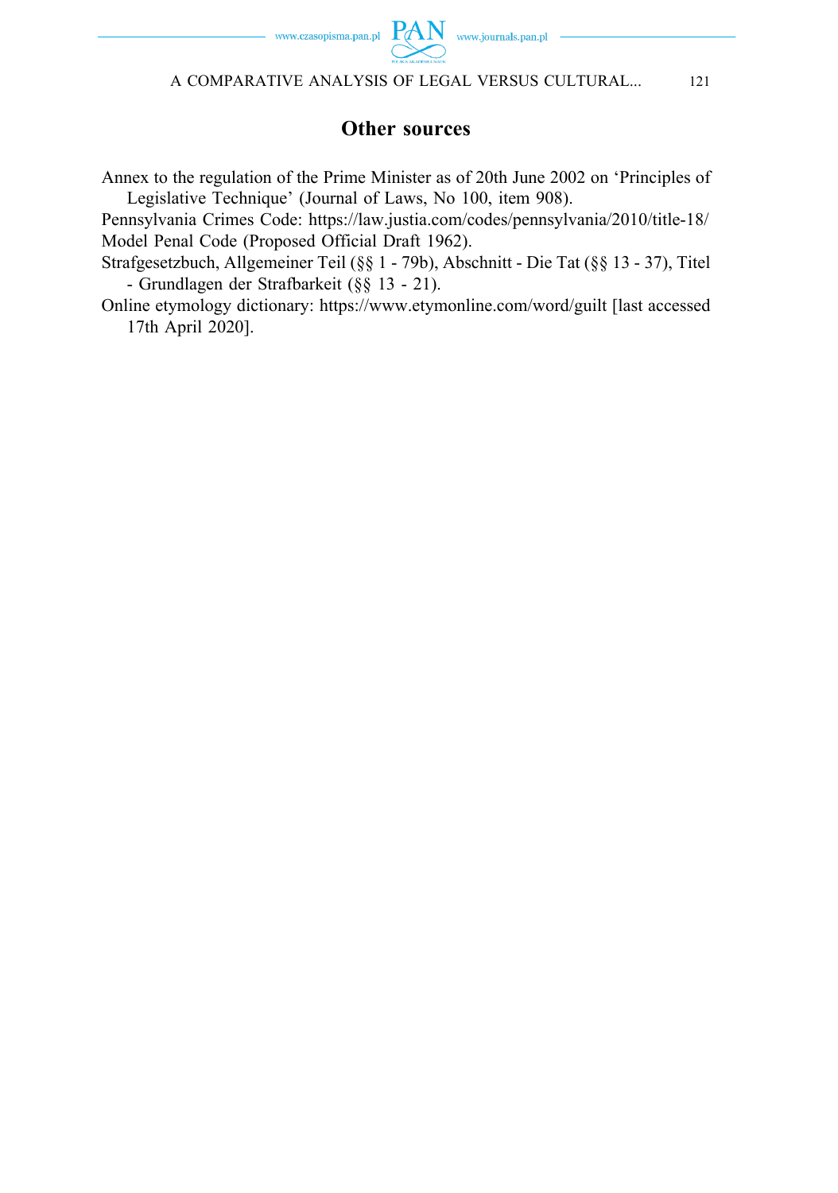## Other sources

Annex to the regulation of the Prime Minister as of 20th June 2002 on 'Principles of Legislative Technique' (Journal of Laws, No 100, item 908).

Pennsylvania Crimes Code: https://law.justia.com/codes/pennsylvania/2010/title-18/

Model Penal Code (Proposed Official Draft 1962).

Strafgesetzbuch, Allgemeiner Teil (§§ 1 - 79b), Abschnitt - Die Tat (§§ 13 - 37), Titel - Grundlagen der Strafbarkeit (§§ 13 - 21).

Online etymology dictionary: https://www.etymonline.com/word/guilt [last accessed 17th April 2020].